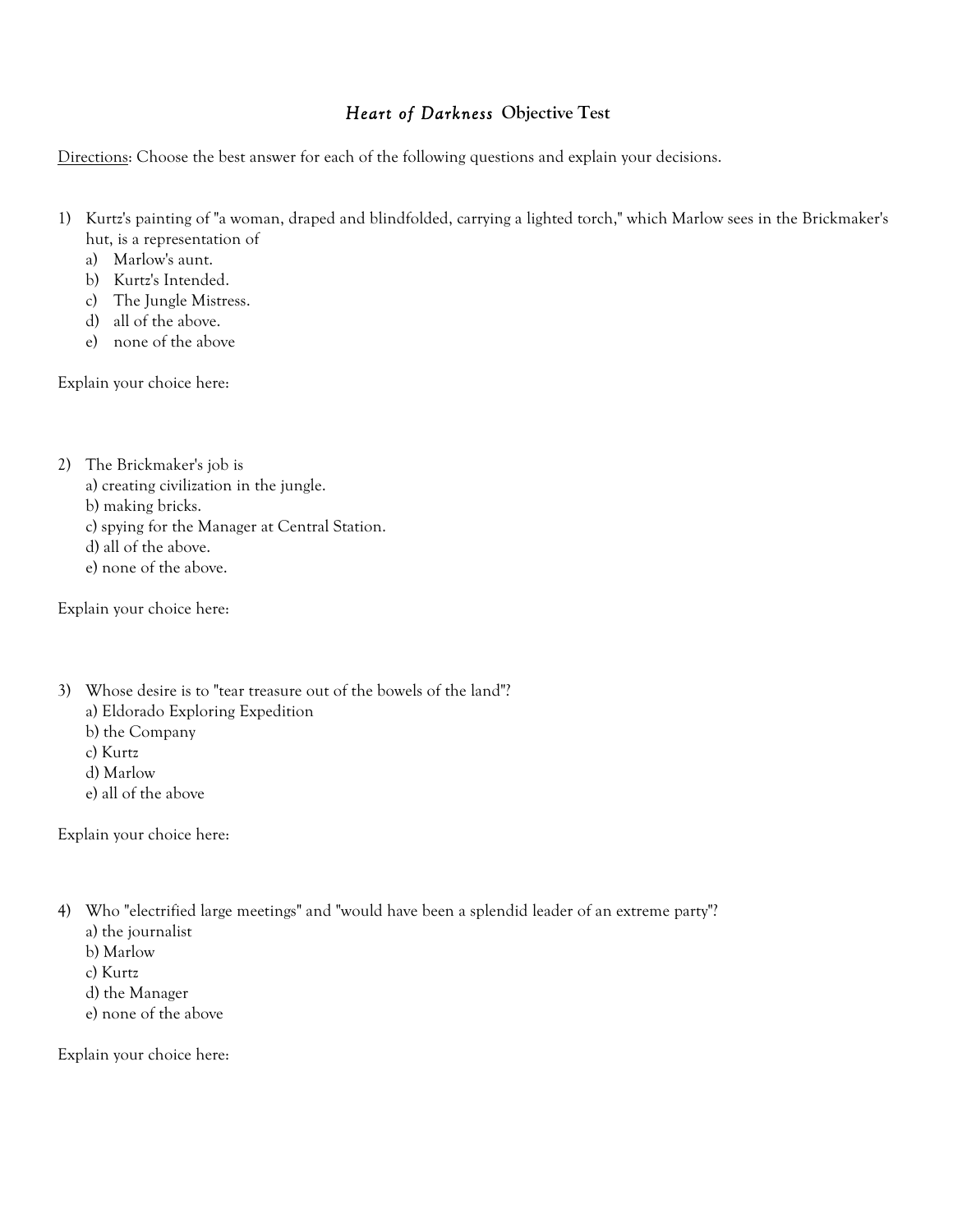# *Heart of Darkness* Objective Test

Directions: Choose the best answer for each of the following questions and explain your decisions.

1) Kurtz's painting of "a woman, draped and blindfolded, carrying a lighted torch," which Marlow sees in the Brickmaker's hut, is a representation of
   a) Marlow's aunt.
   b) Kurtz's Intended.
   c) The Jungle Mistress.
   d) all of the above.
   e) none of the above

Explain your choice here:

2) The Brickmaker's job is
   a) creating civilization in the jungle.
   b) making bricks.
   c) spying for the Manager at Central Station.
   d) all of the above.
   e) none of the above.

Explain your choice here:

3) Whose desire is to "tear treasure out of the bowels of the land"?
   a) Eldorado Exploring Expedition
   b) the Company
   c) Kurtz
   d) Marlow
   e) all of the above

Explain your choice here:

4) Who "electrified large meetings" and "would have been a splendid leader of an extreme party"?
   a) the journalist
   b) Marlow
   c) Kurtz
   d) the Manager
   e) none of the above

Explain your choice here: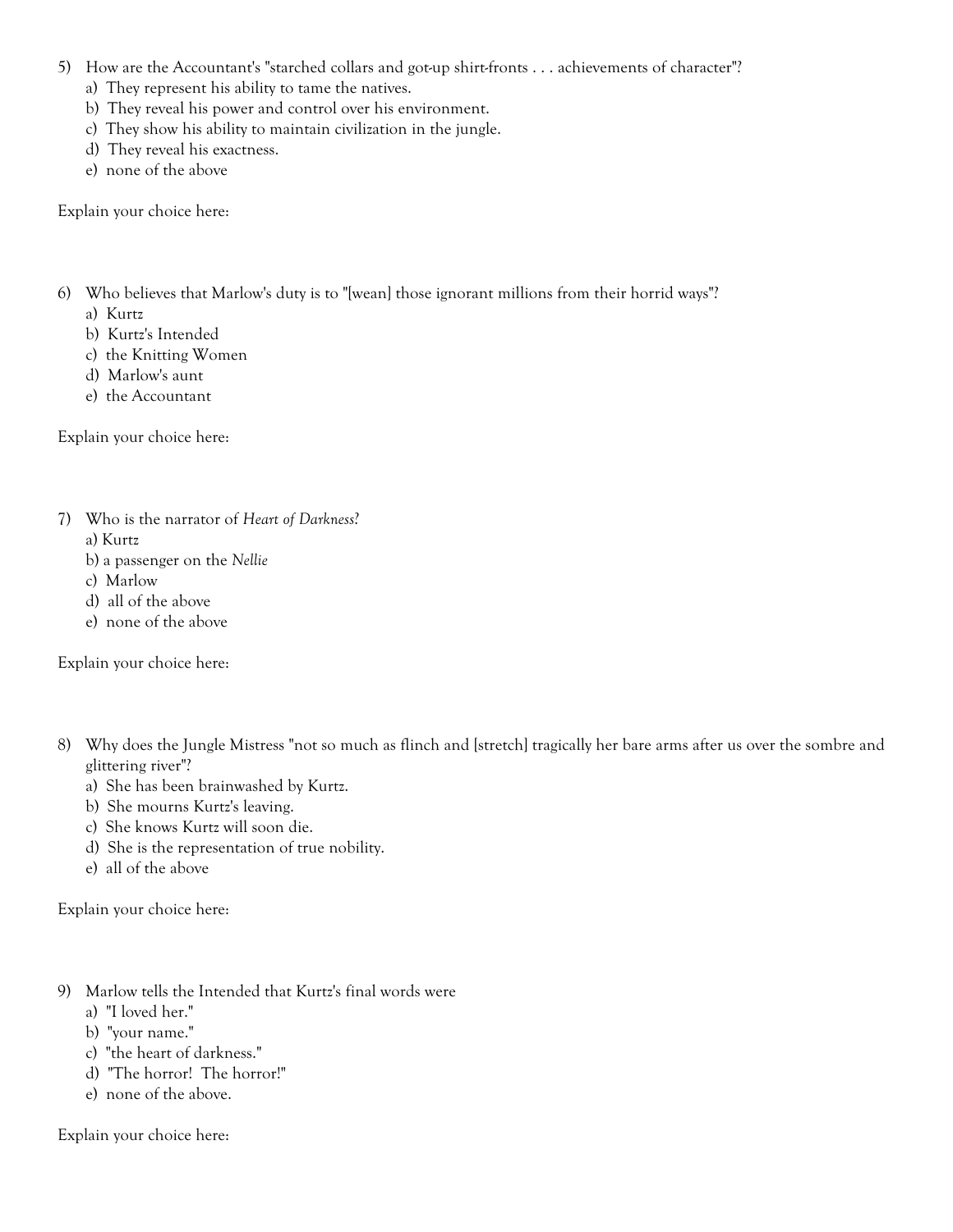5) How are the Accountant's "starched collars and got-up shirt-fronts . . . achievements of character"?
   a) They represent his ability to tame the natives.
   b) They reveal his power and control over his environment.
   c) They show his ability to maintain civilization in the jungle.
   d) They reveal his exactness.
   e) none of the above

Explain your choice here:

6) Who believes that Marlow's duty is to "[wean] those ignorant millions from their horrid ways"?
   a) Kurtz
   b) Kurtz's Intended
   c) the Knitting Women
   d) Marlow's aunt
   e) the Accountant

Explain your choice here:

7) Who is the narrator of *Heart of Darkness*?
   a) Kurtz
   b) a passenger on the *Nellie*
   c) Marlow
   d) all of the above
   e) none of the above

Explain your choice here:

8) Why does the Jungle Mistress "not so much as flinch and [stretch] tragically her bare arms after us over the sombre and glittering river"?
   a) She has been brainwashed by Kurtz.
   b) She mourns Kurtz's leaving.
   c) She knows Kurtz will soon die.
   d) She is the representation of true nobility.
   e) all of the above

Explain your choice here:

9) Marlow tells the Intended that Kurtz's final words were
   a) "I loved her."
   b) "your name."
   c) "the heart of darkness."
   d) "The horror! The horror!"
   e) none of the above.

Explain your choice here: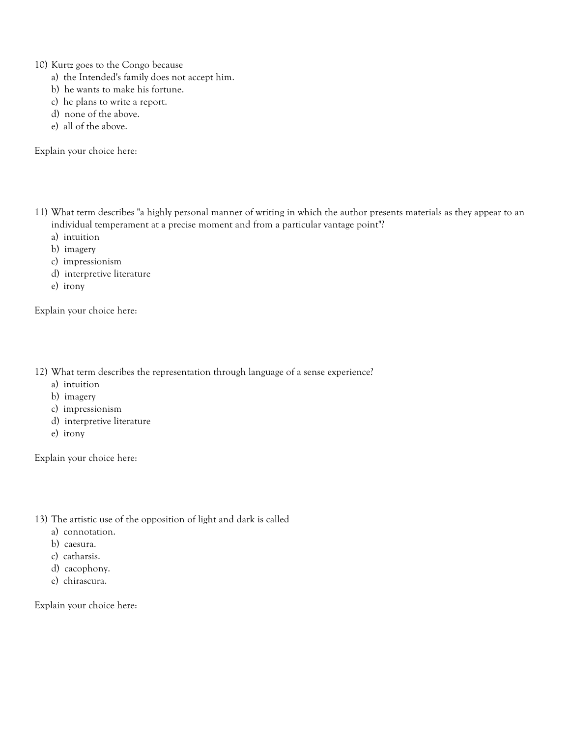10) Kurtz goes to the Congo because
    a) the Intended's family does not accept him.
    b) he wants to make his fortune.
    c) he plans to write a report.
    d) none of the above.
    e) all of the above.

Explain your choice here:

11) What term describes "a highly personal manner of writing in which the author presents materials as they appear to an individual temperament at a precise moment and from a particular vantage point"?
    a) intuition
    b) imagery
    c) impressionism
    d) interpretive literature
    e) irony

Explain your choice here:

12) What term describes the representation through language of a sense experience?
    a) intuition
    b) imagery
    c) impressionism
    d) interpretive literature
    e) irony

Explain your choice here:

13) The artistic use of the opposition of light and dark is called
    a) connotation.
    b) caesura.
    c) catharsis.
    d) cacophony.
    e) chirascura.

Explain your choice here: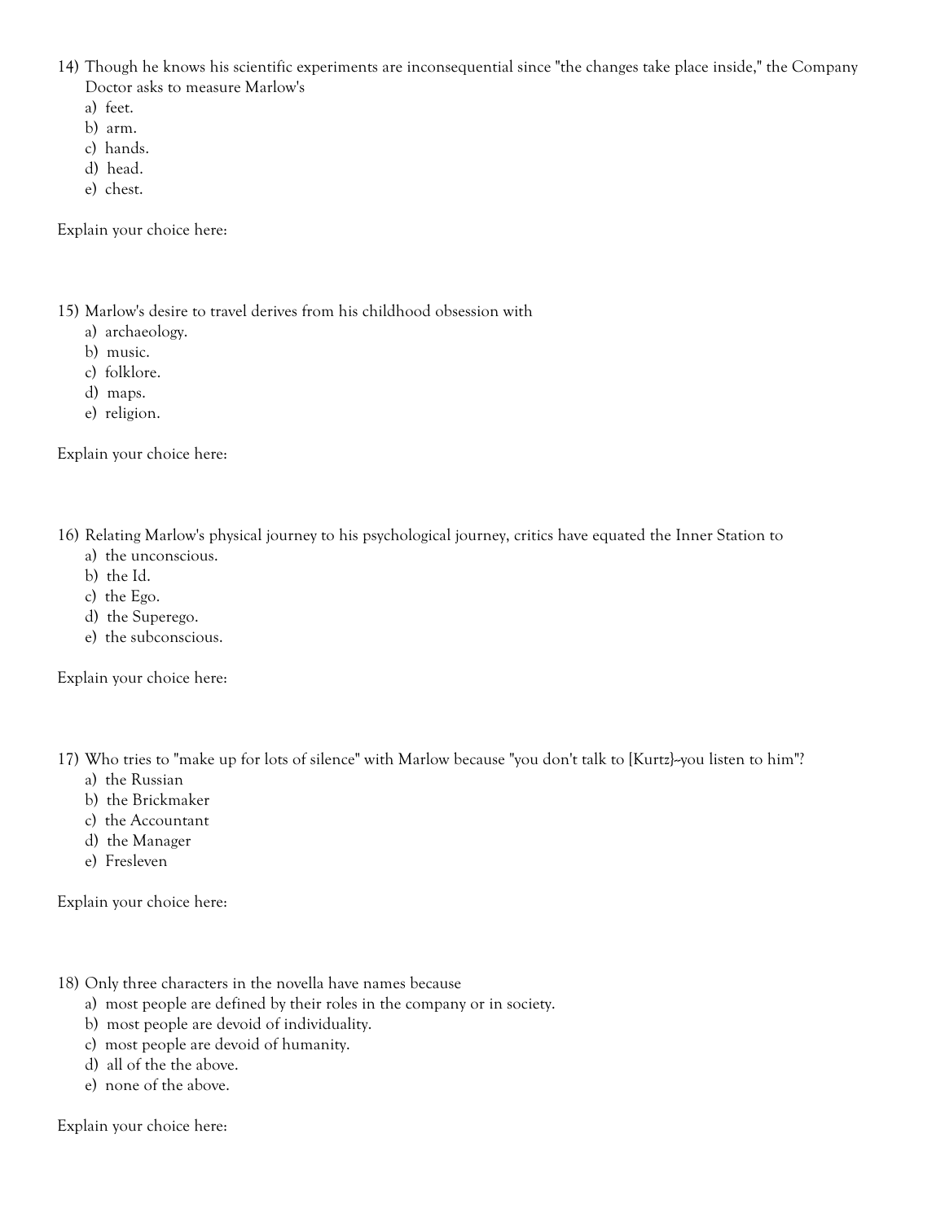14) Though he knows his scientific experiments are inconsequential since "the changes take place inside," the Company Doctor asks to measure Marlow's

   a) feet.
   b) arm.
   c) hands.
   d) head.
   e) chest.

Explain your choice here:

15) Marlow's desire to travel derives from his childhood obsession with

   a) archaeology.
   b) music.
   c) folklore.
   d) maps.
   e) religion.

Explain your choice here:

16) Relating Marlow's physical journey to his psychological journey, critics have equated the Inner Station to

   a) the unconscious.
   b) the Id.
   c) the Ego.
   d) the Superego.
   e) the subconscious.

Explain your choice here:

17) Who tries to "make up for lots of silence" with Marlow because "you don't talk to [Kurtz]--you listen to him"?

   a) the Russian
   b) the Brickmaker
   c) the Accountant
   d) the Manager
   e) Fresleven

Explain your choice here:

18) Only three characters in the novella have names because

   a) most people are defined by their roles in the company or in society.
   b) most people are devoid of individuality.
   c) most people are devoid of humanity.
   d) all of the the above.
   e) none of the above.

Explain your choice here: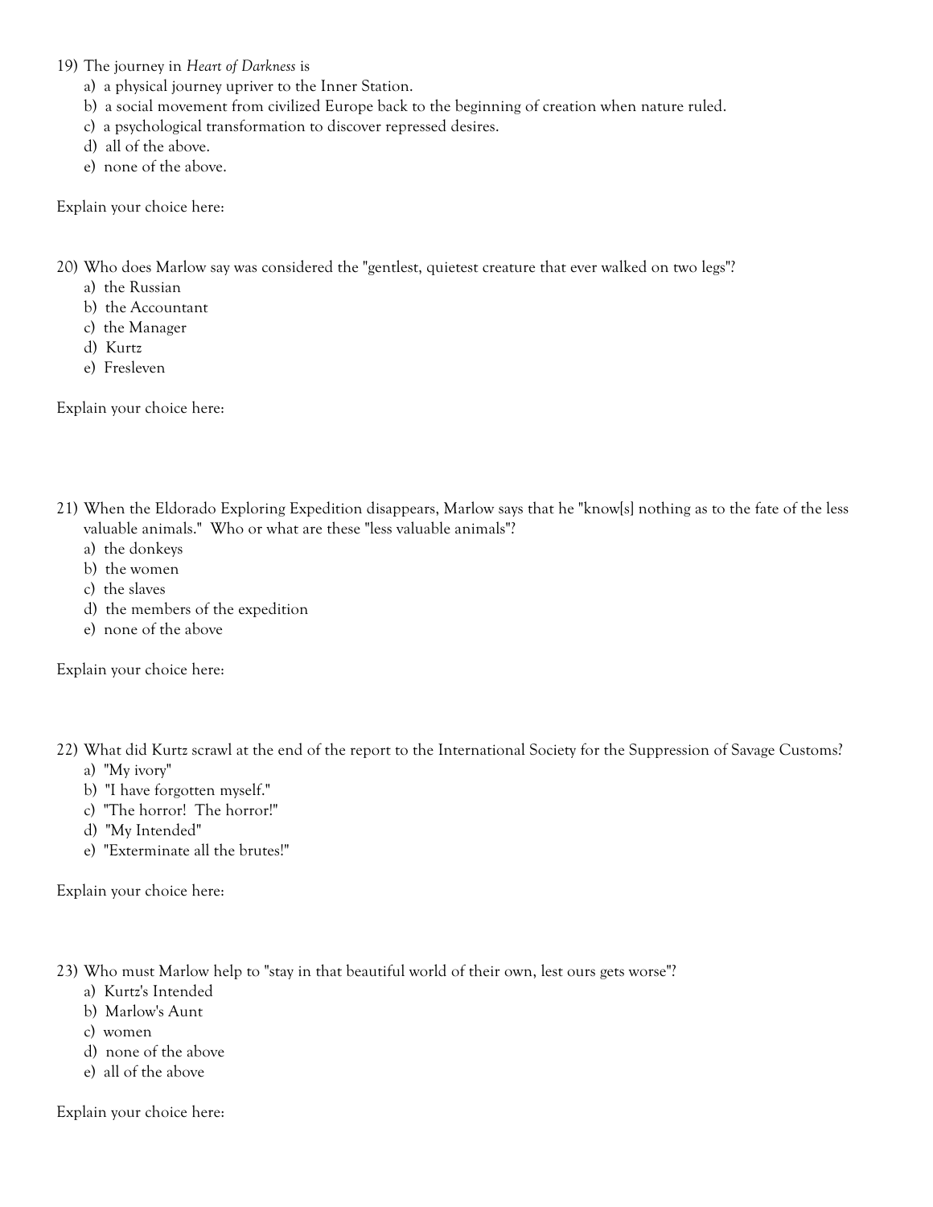19) The journey in *Heart of Darkness* is

   a) a physical journey upriver to the Inner Station.
   b) a social movement from civilized Europe back to the beginning of creation when nature ruled.
   c) a psychological transformation to discover repressed desires.
   d) all of the above.
   e) none of the above.

Explain your choice here:

20) Who does Marlow say was considered the "gentlest, quietest creature that ever walked on two legs"?

   a) the Russian
   b) the Accountant
   c) the Manager
   d) Kurtz
   e) Fresleven

Explain your choice here:

21) When the Eldorado Exploring Expedition disappears, Marlow says that he "know[s] nothing as to the fate of the less valuable animals." Who or what are these "less valuable animals"?

   a) the donkeys
   b) the women
   c) the slaves
   d) the members of the expedition
   e) none of the above

Explain your choice here:

22) What did Kurtz scrawl at the end of the report to the International Society for the Suppression of Savage Customs?

   a) "My ivory"
   b) "I have forgotten myself."
   c) "The horror! The horror!"
   d) "My Intended"
   e) "Exterminate all the brutes!"

Explain your choice here:

23) Who must Marlow help to "stay in that beautiful world of their own, lest ours gets worse"?

   a) Kurtz's Intended
   b) Marlow's Aunt
   c) women
   d) none of the above
   e) all of the above

Explain your choice here: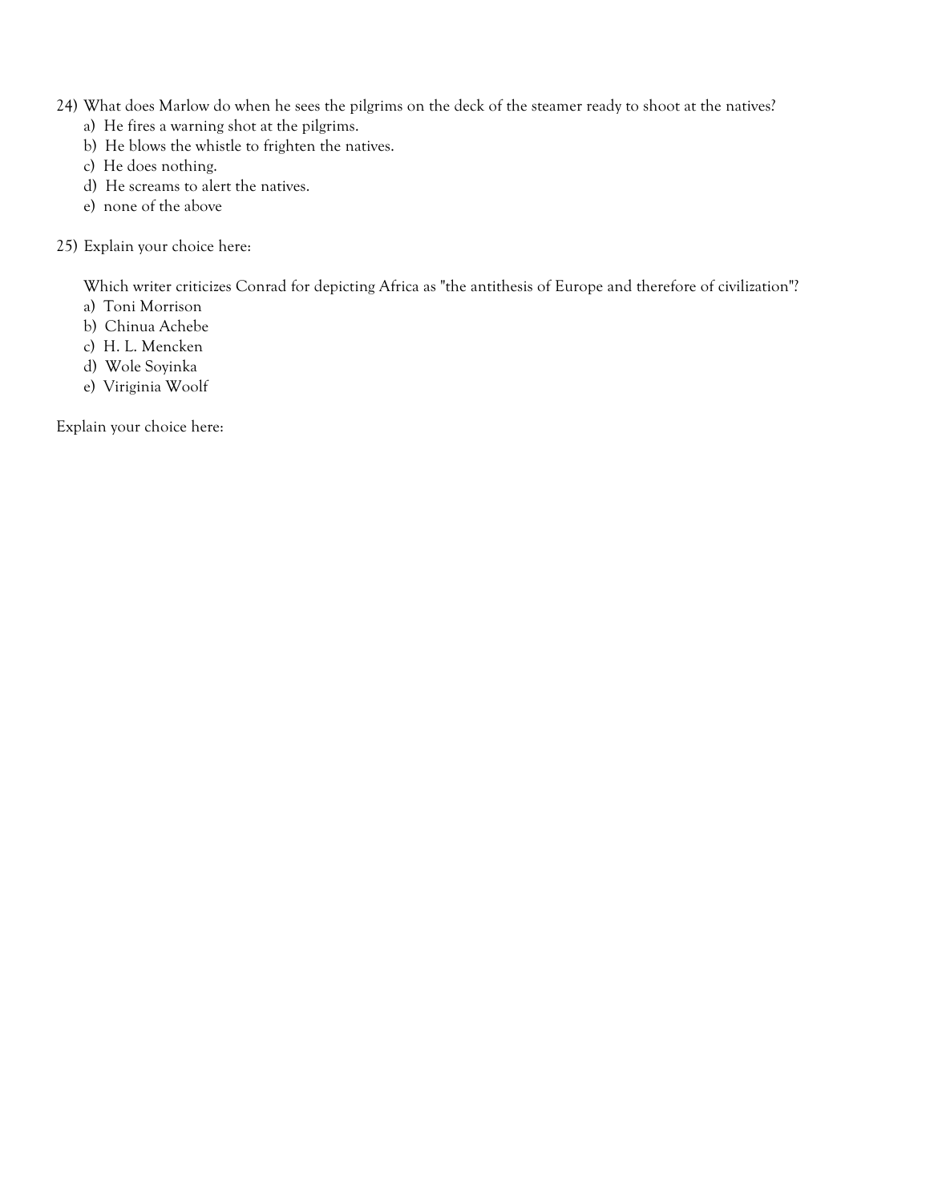24) What does Marlow do when he sees the pilgrims on the deck of the steamer ready to shoot at the natives?

a) He fires a warning shot at the pilgrims.
b) He blows the whistle to frighten the natives.
c) He does nothing.
d) He screams to alert the natives.
e) none of the above

25) Explain your choice here:

Which writer criticizes Conrad for depicting Africa as "the antithesis of Europe and therefore of civilization"?

a) Toni Morrison
b) Chinua Achebe
c) H. L. Mencken
d) Wole Soyinka
e) Viriginia Woolf

Explain your choice here: